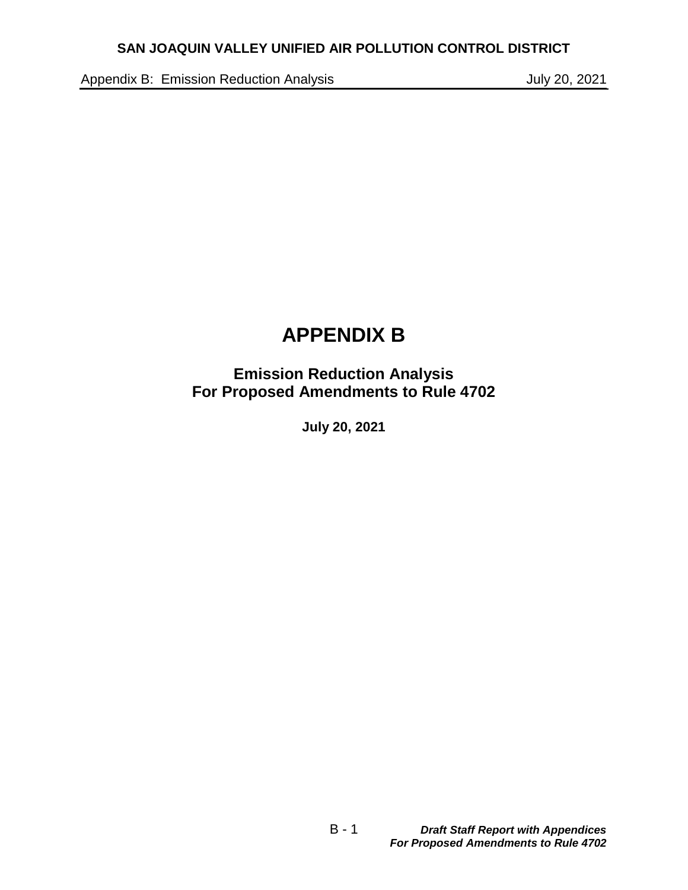# APPENDIX B

## Emission Reduction Analysis
## For Proposed Amendments to Rule 4702

**July 20, 2021**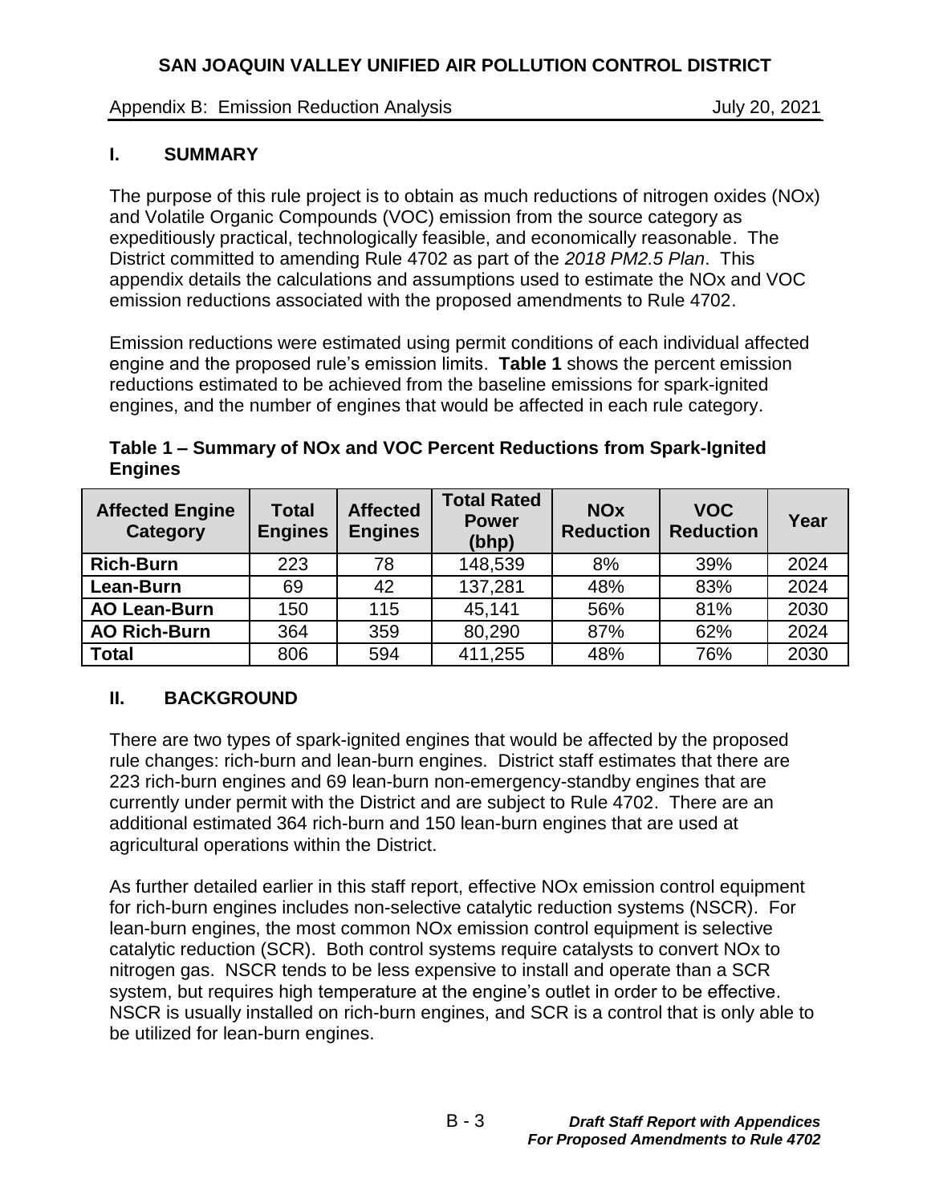## I. SUMMARY

The purpose of this rule project is to obtain as much reductions of nitrogen oxides (NOx) and Volatile Organic Compounds (VOC) emission from the source category as expeditiously practical, technologically feasible, and economically reasonable. The District committed to amending Rule 4702 as part of the *2018 PM2.5 Plan*. This appendix details the calculations and assumptions used to estimate the NOx and VOC emission reductions associated with the proposed amendments to Rule 4702.

Emission reductions were estimated using permit conditions of each individual affected engine and the proposed rule's emission limits. **Table 1** shows the percent emission reductions estimated to be achieved from the baseline emissions for spark-ignited engines, and the number of engines that would be affected in each rule category.

**Table 1 – Summary of NOx and VOC Percent Reductions from Spark-Ignited Engines**

| Affected Engine Category | Total Engines | Affected Engines | Total Rated Power (bhp) | NOx Reduction | VOC Reduction | Year |
|---|---|---|---|---|---|---|
| **Rich-Burn** | 223 | 78 | 148,539 | 8% | 39% | 2024 |
| **Lean-Burn** | 69 | 42 | 137,281 | 48% | 83% | 2024 |
| **AO Lean-Burn** | 150 | 115 | 45,141 | 56% | 81% | 2030 |
| **AO Rich-Burn** | 364 | 359 | 80,290 | 87% | 62% | 2024 |
| **Total** | 806 | 594 | 411,255 | 48% | 76% | 2030 |

## II. BACKGROUND

There are two types of spark-ignited engines that would be affected by the proposed rule changes: rich-burn and lean-burn engines. District staff estimates that there are 223 rich-burn engines and 69 lean-burn non-emergency-standby engines that are currently under permit with the District and are subject to Rule 4702. There are an additional estimated 364 rich-burn and 150 lean-burn engines that are used at agricultural operations within the District.

As further detailed earlier in this staff report, effective NOx emission control equipment for rich-burn engines includes non-selective catalytic reduction systems (NSCR). For lean-burn engines, the most common NOx emission control equipment is selective catalytic reduction (SCR). Both control systems require catalysts to convert NOx to nitrogen gas. NSCR tends to be less expensive to install and operate than a SCR system, but requires high temperature at the engine's outlet in order to be effective. NSCR is usually installed on rich-burn engines, and SCR is a control that is only able to be utilized for lean-burn engines.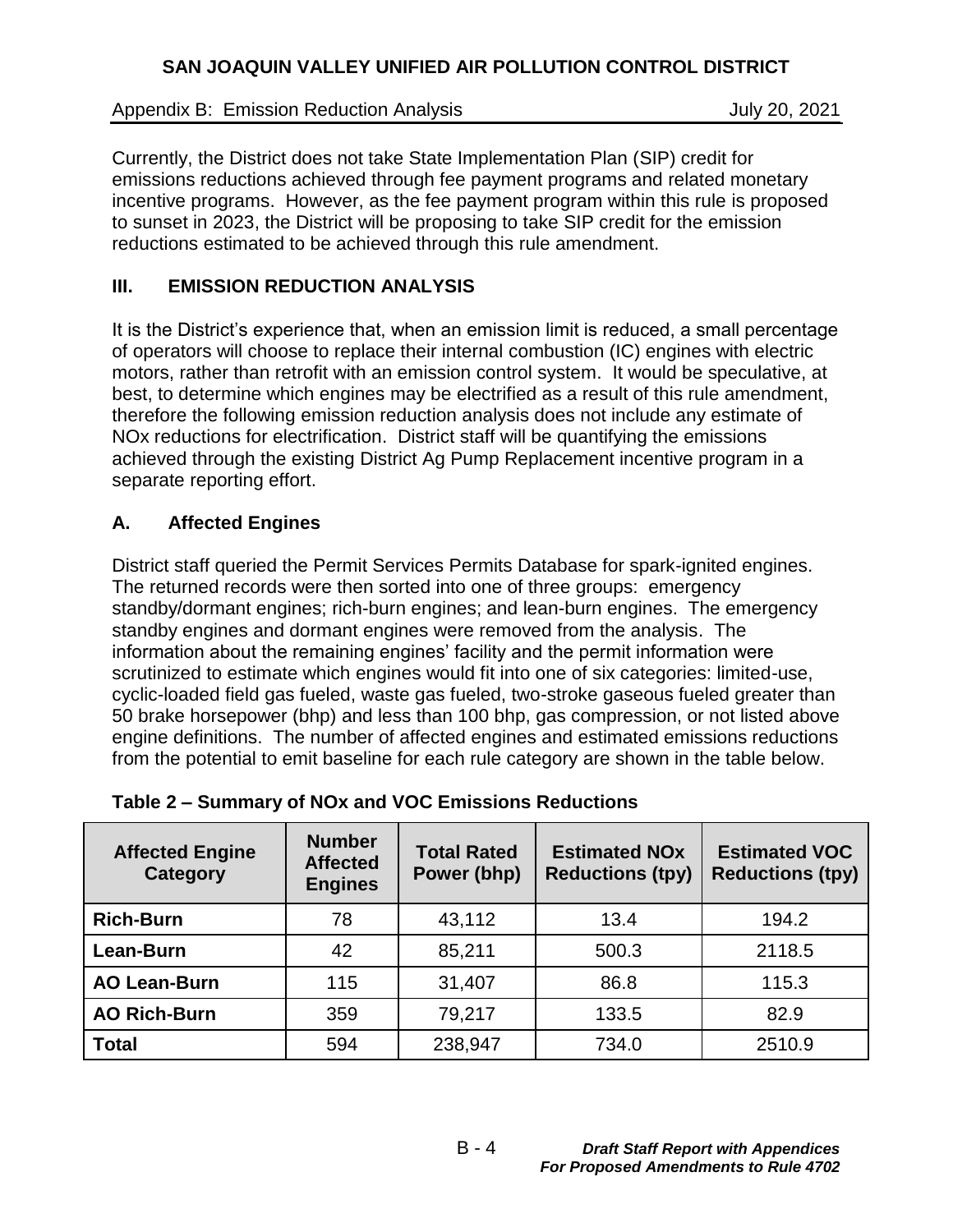Currently, the District does not take State Implementation Plan (SIP) credit for emissions reductions achieved through fee payment programs and related monetary incentive programs. However, as the fee payment program within this rule is proposed to sunset in 2023, the District will be proposing to take SIP credit for the emission reductions estimated to be achieved through this rule amendment.

## III. EMISSION REDUCTION ANALYSIS

It is the District's experience that, when an emission limit is reduced, a small percentage of operators will choose to replace their internal combustion (IC) engines with electric motors, rather than retrofit with an emission control system. It would be speculative, at best, to determine which engines may be electrified as a result of this rule amendment, therefore the following emission reduction analysis does not include any estimate of NOx reductions for electrification. District staff will be quantifying the emissions achieved through the existing District Ag Pump Replacement incentive program in a separate reporting effort.

### A. Affected Engines

District staff queried the Permit Services Permits Database for spark-ignited engines. The returned records were then sorted into one of three groups: emergency standby/dormant engines; rich-burn engines; and lean-burn engines. The emergency standby engines and dormant engines were removed from the analysis. The information about the remaining engines' facility and the permit information were scrutinized to estimate which engines would fit into one of six categories: limited-use, cyclic-loaded field gas fueled, waste gas fueled, two-stroke gaseous fueled greater than 50 brake horsepower (bhp) and less than 100 bhp, gas compression, or not listed above engine definitions. The number of affected engines and estimated emissions reductions from the potential to emit baseline for each rule category are shown in the table below.

**Table 2 – Summary of NOx and VOC Emissions Reductions**

| Affected Engine Category | Number Affected Engines | Total Rated Power (bhp) | Estimated NOx Reductions (tpy) | Estimated VOC Reductions (tpy) |
|---|---|---|---|---|
| **Rich-Burn** | 78 | 43,112 | 13.4 | 194.2 |
| **Lean-Burn** | 42 | 85,211 | 500.3 | 2118.5 |
| **AO Lean-Burn** | 115 | 31,407 | 86.8 | 115.3 |
| **AO Rich-Burn** | 359 | 79,217 | 133.5 | 82.9 |
| **Total** | 594 | 238,947 | 734.0 | 2510.9 |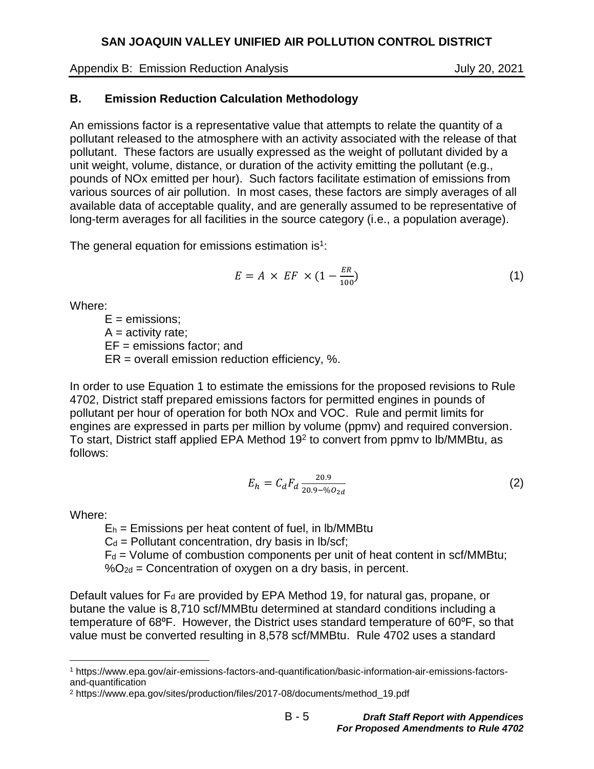## B. Emission Reduction Calculation Methodology

An emissions factor is a representative value that attempts to relate the quantity of a pollutant released to the atmosphere with an activity associated with the release of that pollutant. These factors are usually expressed as the weight of pollutant divided by a unit weight, volume, distance, or duration of the activity emitting the pollutant (e.g., pounds of NOx emitted per hour). Such factors facilitate estimation of emissions from various sources of air pollution. In most cases, these factors are simply averages of all available data of acceptable quality, and are generally assumed to be representative of long-term averages for all facilities in the source category (i.e., a population average).

The general equation for emissions estimation is[1]:

$$E = A \times EF \times (1 - \frac{ER}{100}) \tag{1}$$

Where:

- $E$ = emissions;
- $A$ = activity rate;
- $EF$ = emissions factor; and
- $ER$ = overall emission reduction efficiency, %.

In order to use Equation 1 to estimate the emissions for the proposed revisions to Rule 4702, District staff prepared emissions factors for permitted engines in pounds of pollutant per hour of operation for both NOx and VOC. Rule and permit limits for engines are expressed in parts per million by volume (ppmv) and required conversion. To start, District staff applied EPA Method 19[2] to convert from ppmv to lb/MMBtu, as follows:

$$E_h = C_d F_d \frac{20.9}{20.9 - \%O_{2d}} \tag{2}$$

Where:

- $E_h$ = Emissions per heat content of fuel, in lb/MMBtu
- $C_d$ = Pollutant concentration, dry basis in lb/scf;
- $F_d$ = Volume of combustion components per unit of heat content in scf/MMBtu;
- $\%O_{2d}$ = Concentration of oxygen on a dry basis, in percent.

Default values for $F_d$ are provided by EPA Method 19, for natural gas, propane, or butane the value is 8,710 scf/MMBtu determined at standard conditions including a temperature of 68ºF. However, the District uses standard temperature of 60ºF, so that value must be converted resulting in 8,578 scf/MMBtu. Rule 4702 uses a standard

---

[1] https://www.epa.gov/air-emissions-factors-and-quantification/basic-information-air-emissions-factors-and-quantification

[2] https://www.epa.gov/sites/production/files/2017-08/documents/method_19.pdf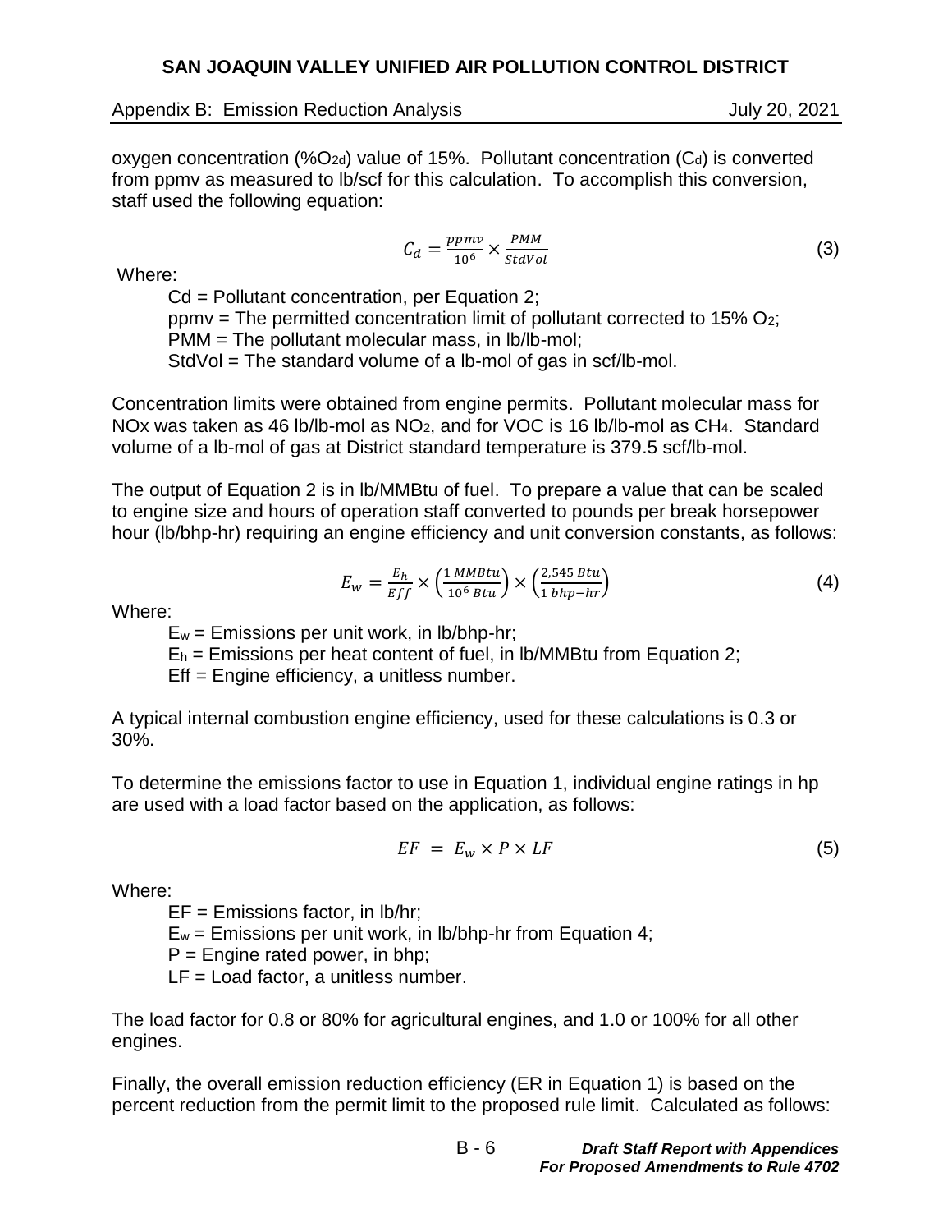oxygen concentration ($\%O_{2d}$) value of 15%. Pollutant concentration ($C_d$) is converted from ppmv as measured to lb/scf for this calculation. To accomplish this conversion, staff used the following equation:

$$C_d = \frac{ppmv}{10^6} \times \frac{PMM}{StdVol} \tag{3}$$

Where:

- Cd = Pollutant concentration, per Equation 2;
- ppmv = The permitted concentration limit of pollutant corrected to 15% $O_2$;
- PMM = The pollutant molecular mass, in lb/lb-mol;
- StdVol = The standard volume of a lb-mol of gas in scf/lb-mol.

Concentration limits were obtained from engine permits. Pollutant molecular mass for NOx was taken as 46 lb/lb-mol as $NO_2$, and for VOC is 16 lb/lb-mol as $CH_4$. Standard volume of a lb-mol of gas at District standard temperature is 379.5 scf/lb-mol.

The output of Equation 2 is in lb/MMBtu of fuel. To prepare a value that can be scaled to engine size and hours of operation staff converted to pounds per break horsepower hour (lb/bhp-hr) requiring an engine efficiency and unit conversion constants, as follows:

$$E_w = \frac{E_h}{Eff} \times \left(\frac{1\ MMBtu}{10^6\ Btu}\right) \times \left(\frac{2{,}545\ Btu}{1\ bhp{-}hr}\right) \tag{4}$$

Where:

- $E_w$ = Emissions per unit work, in lb/bhp-hr;
- $E_h$ = Emissions per heat content of fuel, in lb/MMBtu from Equation 2;
- Eff = Engine efficiency, a unitless number.

A typical internal combustion engine efficiency, used for these calculations is 0.3 or 30%.

To determine the emissions factor to use in Equation 1, individual engine ratings in hp are used with a load factor based on the application, as follows:

$$EF = E_w \times P \times LF \tag{5}$$

Where:

- EF = Emissions factor, in lb/hr;
- $E_w$ = Emissions per unit work, in lb/bhp-hr from Equation 4;
- P = Engine rated power, in bhp;
- LF = Load factor, a unitless number.

The load factor for 0.8 or 80% for agricultural engines, and 1.0 or 100% for all other engines.

Finally, the overall emission reduction efficiency (ER in Equation 1) is based on the percent reduction from the permit limit to the proposed rule limit. Calculated as follows: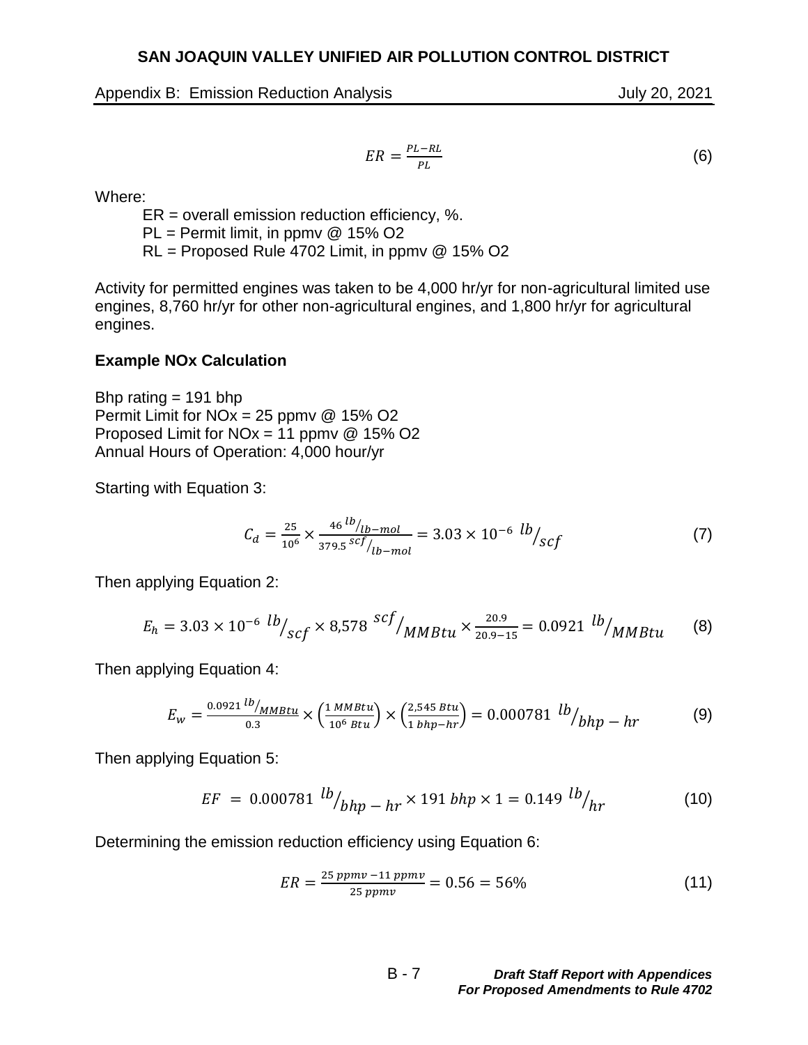$$ER = \frac{PL - RL}{PL} \tag{6}$$

Where:

ER = overall emission reduction efficiency, %.
PL = Permit limit, in ppmv @ 15% O2
RL = Proposed Rule 4702 Limit, in ppmv @ 15% O2

Activity for permitted engines was taken to be 4,000 hr/yr for non-agricultural limited use engines, 8,760 hr/yr for other non-agricultural engines, and 1,800 hr/yr for agricultural engines.

**Example NOx Calculation**

Bhp rating = 191 bhp
Permit Limit for NOx = 25 ppmv @ 15% O2
Proposed Limit for NOx = 11 ppmv @ 15% O2
Annual Hours of Operation: 4,000 hour/yr

Starting with Equation 3:

$$C_d = \frac{25}{10^6} \times \frac{46 \ ^{lb}/_{lb-mol}}{379.5 \ ^{scf}/_{lb-mol}} = 3.03 \times 10^{-6} \ ^{lb}/_{scf} \tag{7}$$

Then applying Equation 2:

$$E_h = 3.03 \times 10^{-6} \ ^{lb}/_{scf} \times 8{,}578 \ ^{scf}/_{MMBtu} \times \frac{20.9}{20.9 - 15} = 0.0921 \ ^{lb}/_{MMBtu} \tag{8}$$

Then applying Equation 4:

$$E_w = \frac{0.0921 \ ^{lb}/_{MMBtu}}{0.3} \times \left(\frac{1 \ MMBtu}{10^6 \ Btu}\right) \times \left(\frac{2{,}545 \ Btu}{1 \ bhp-hr}\right) = 0.000781 \ ^{lb}/_{bhp-hr} \tag{9}$$

Then applying Equation 5:

$$EF = 0.000781 \ ^{lb}/_{bhp-hr} \times 191 \ bhp \times 1 = 0.149 \ ^{lb}/_{hr} \tag{10}$$

Determining the emission reduction efficiency using Equation 6:

$$ER = \frac{25 \ ppmv - 11 \ ppmv}{25 \ ppmv} = 0.56 = 56\% \tag{11}$$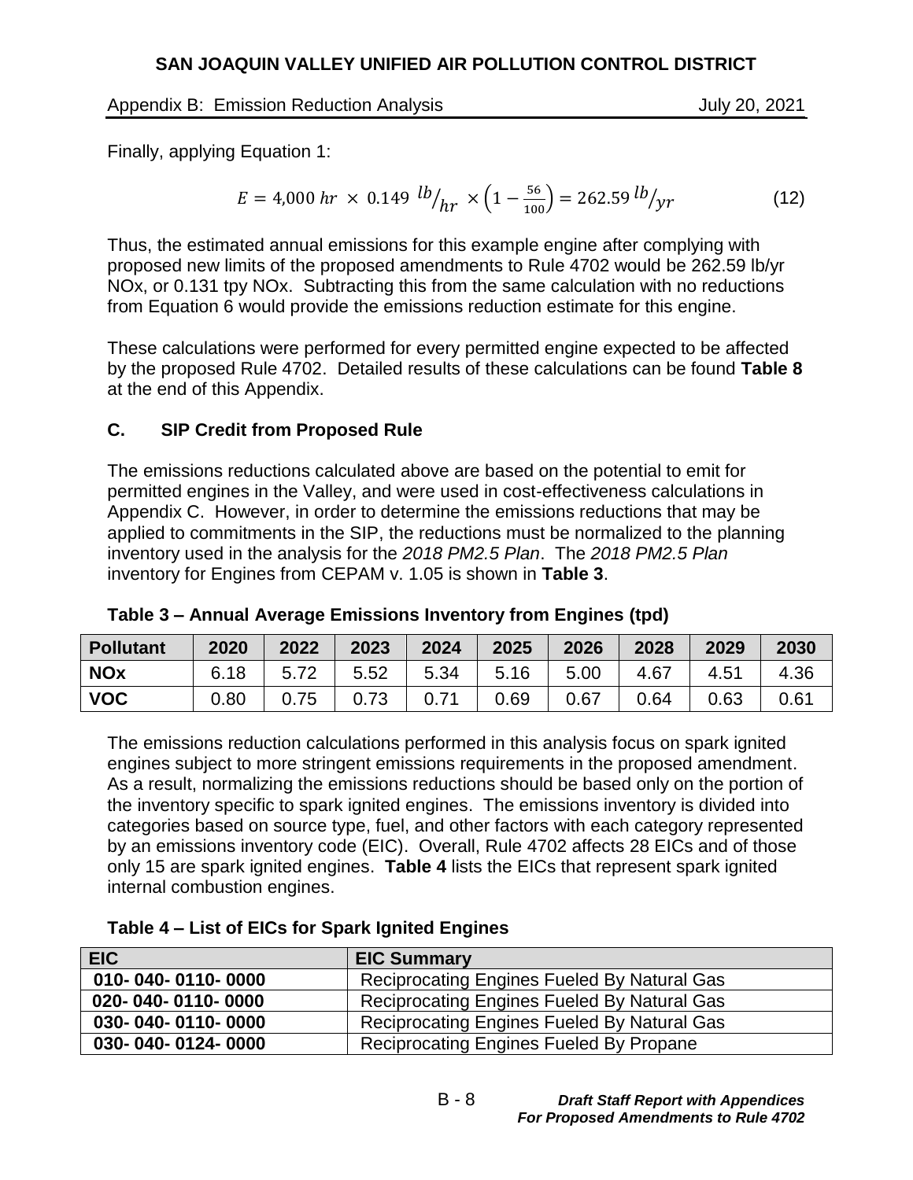Finally, applying Equation 1:

$$E = 4{,}000\ hr\ \times\ 0.149\ {}^{lb}/_{hr}\ \times \left(1 - \frac{56}{100}\right) = 262.59\ {}^{lb}/_{yr} \qquad (12)$$

Thus, the estimated annual emissions for this example engine after complying with proposed new limits of the proposed amendments to Rule 4702 would be 262.59 lb/yr NOx, or 0.131 tpy NOx. Subtracting this from the same calculation with no reductions from Equation 6 would provide the emissions reduction estimate for this engine.

These calculations were performed for every permitted engine expected to be affected by the proposed Rule 4702. Detailed results of these calculations can be found **Table 8** at the end of this Appendix.

## C. SIP Credit from Proposed Rule

The emissions reductions calculated above are based on the potential to emit for permitted engines in the Valley, and were used in cost-effectiveness calculations in Appendix C. However, in order to determine the emissions reductions that may be applied to commitments in the SIP, the reductions must be normalized to the planning inventory used in the analysis for the *2018 PM2.5 Plan*. The *2018 PM2.5 Plan* inventory for Engines from CEPAM v. 1.05 is shown in **Table 3**.

**Table 3 – Annual Average Emissions Inventory from Engines (tpd)**

| Pollutant | 2020 | 2022 | 2023 | 2024 | 2025 | 2026 | 2028 | 2029 | 2030 |
|---|---|---|---|---|---|---|---|---|---|
| NOx | 6.18 | 5.72 | 5.52 | 5.34 | 5.16 | 5.00 | 4.67 | 4.51 | 4.36 |
| VOC | 0.80 | 0.75 | 0.73 | 0.71 | 0.69 | 0.67 | 0.64 | 0.63 | 0.61 |

The emissions reduction calculations performed in this analysis focus on spark ignited engines subject to more stringent emissions requirements in the proposed amendment. As a result, normalizing the emissions reductions should be based only on the portion of the inventory specific to spark ignited engines. The emissions inventory is divided into categories based on source type, fuel, and other factors with each category represented by an emissions inventory code (EIC). Overall, Rule 4702 affects 28 EICs and of those only 15 are spark ignited engines. **Table 4** lists the EICs that represent spark ignited internal combustion engines.

**Table 4 – List of EICs for Spark Ignited Engines**

| EIC | EIC Summary |
|---|---|
| 010- 040- 0110- 0000 | Reciprocating Engines Fueled By Natural Gas |
| 020- 040- 0110- 0000 | Reciprocating Engines Fueled By Natural Gas |
| 030- 040- 0110- 0000 | Reciprocating Engines Fueled By Natural Gas |
| 030- 040- 0124- 0000 | Reciprocating Engines Fueled By Propane |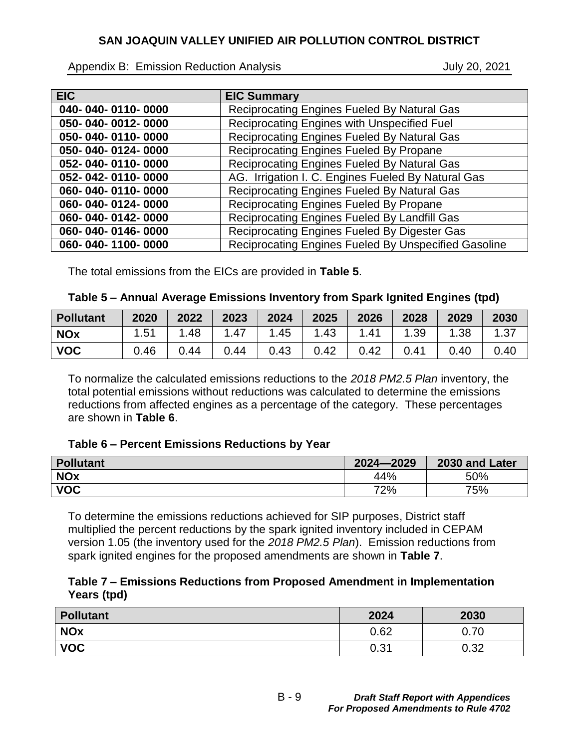| EIC | EIC Summary |
|---|---|
| 040- 040- 0110- 0000 | Reciprocating Engines Fueled By Natural Gas |
| 050- 040- 0012- 0000 | Reciprocating Engines with Unspecified Fuel |
| 050- 040- 0110- 0000 | Reciprocating Engines Fueled By Natural Gas |
| 050- 040- 0124- 0000 | Reciprocating Engines Fueled By Propane |
| 052- 040- 0110- 0000 | Reciprocating Engines Fueled By Natural Gas |
| 052- 042- 0110- 0000 | AG. Irrigation I. C. Engines Fueled By Natural Gas |
| 060- 040- 0110- 0000 | Reciprocating Engines Fueled By Natural Gas |
| 060- 040- 0124- 0000 | Reciprocating Engines Fueled By Propane |
| 060- 040- 0142- 0000 | Reciprocating Engines Fueled By Landfill Gas |
| 060- 040- 0146- 0000 | Reciprocating Engines Fueled By Digester Gas |
| 060- 040- 1100- 0000 | Reciprocating Engines Fueled By Unspecified Gasoline |

The total emissions from the EICs are provided in **Table 5**.

**Table 5 – Annual Average Emissions Inventory from Spark Ignited Engines (tpd)**

| Pollutant | 2020 | 2022 | 2023 | 2024 | 2025 | 2026 | 2028 | 2029 | 2030 |
|---|---|---|---|---|---|---|---|---|---|
| NOx | 1.51 | 1.48 | 1.47 | 1.45 | 1.43 | 1.41 | 1.39 | 1.38 | 1.37 |
| VOC | 0.46 | 0.44 | 0.44 | 0.43 | 0.42 | 0.42 | 0.41 | 0.40 | 0.40 |

To normalize the calculated emissions reductions to the *2018 PM2.5 Plan* inventory, the total potential emissions without reductions was calculated to determine the emissions reductions from affected engines as a percentage of the category. These percentages are shown in **Table 6**.

**Table 6 – Percent Emissions Reductions by Year**

| Pollutant | 2024—2029 | 2030 and Later |
|---|---|---|
| NOx | 44% | 50% |
| VOC | 72% | 75% |

To determine the emissions reductions achieved for SIP purposes, District staff multiplied the percent reductions by the spark ignited inventory included in CEPAM version 1.05 (the inventory used for the *2018 PM2.5 Plan*). Emission reductions from spark ignited engines for the proposed amendments are shown in **Table 7**.

**Table 7 – Emissions Reductions from Proposed Amendment in Implementation Years (tpd)**

| Pollutant | 2024 | 2030 |
|---|---|---|
| NOx | 0.62 | 0.70 |
| VOC | 0.31 | 0.32 |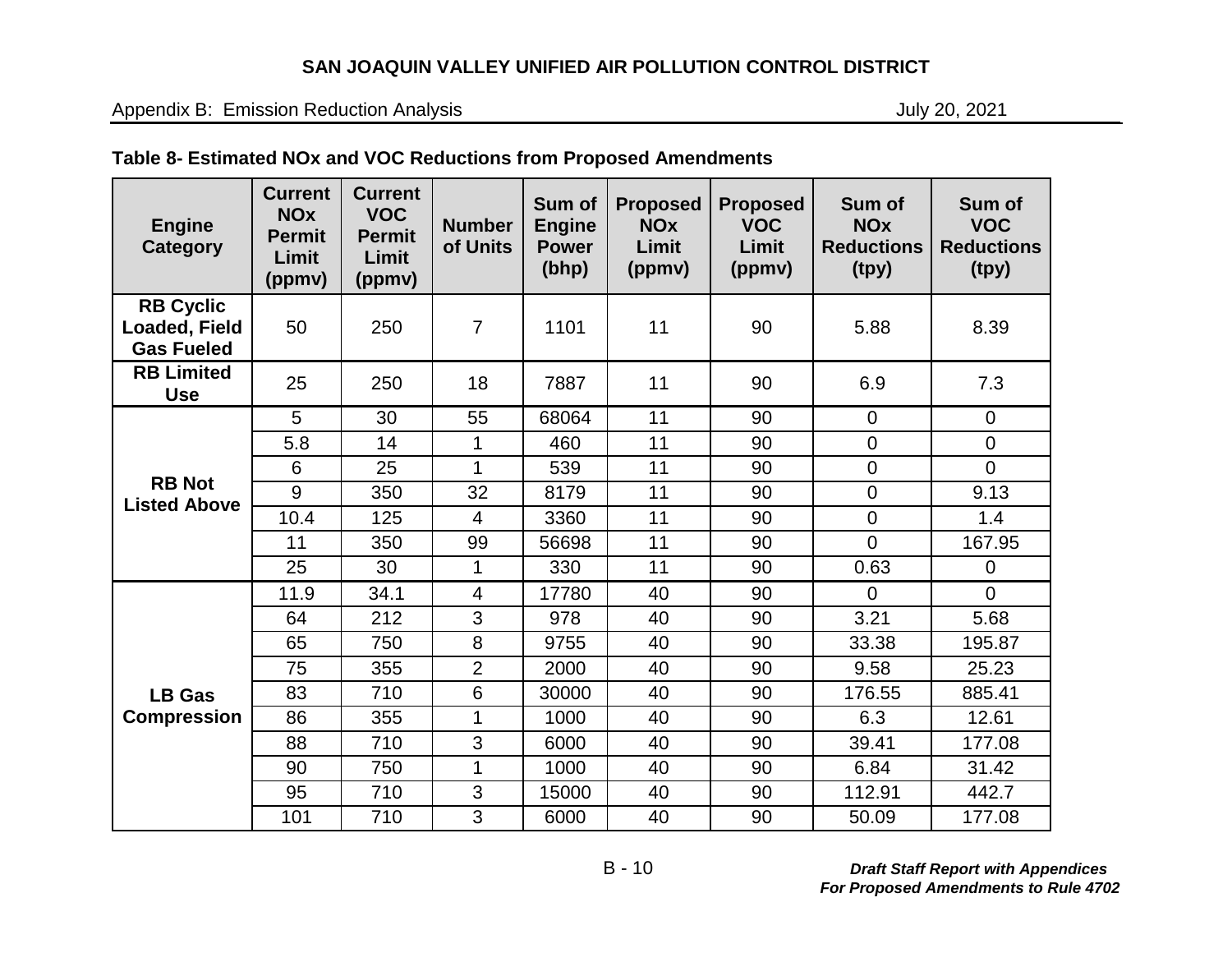**Table 8- Estimated NOx and VOC Reductions from Proposed Amendments**

| Engine Category | Current NOx Permit Limit (ppmv) | Current VOC Permit Limit (ppmv) | Number of Units | Sum of Engine Power (bhp) | Proposed NOx Limit (ppmv) | Proposed VOC Limit (ppmv) | Sum of NOx Reductions (tpy) | Sum of VOC Reductions (tpy) |
|---|---|---|---|---|---|---|---|---|
| RB Cyclic Loaded, Field Gas Fueled | 50 | 250 | 7 | 1101 | 11 | 90 | 5.88 | 8.39 |
| RB Limited Use | 25 | 250 | 18 | 7887 | 11 | 90 | 6.9 | 7.3 |
| RB Not Listed Above | 5 | 30 | 55 | 68064 | 11 | 90 | 0 | 0 |
| | 5.8 | 14 | 1 | 460 | 11 | 90 | 0 | 0 |
| | 6 | 25 | 1 | 539 | 11 | 90 | 0 | 0 |
| | 9 | 350 | 32 | 8179 | 11 | 90 | 0 | 9.13 |
| | 10.4 | 125 | 4 | 3360 | 11 | 90 | 0 | 1.4 |
| | 11 | 350 | 99 | 56698 | 11 | 90 | 0 | 167.95 |
| | 25 | 30 | 1 | 330 | 11 | 90 | 0.63 | 0 |
| LB Gas Compression | 11.9 | 34.1 | 4 | 17780 | 40 | 90 | 0 | 0 |
| | 64 | 212 | 3 | 978 | 40 | 90 | 3.21 | 5.68 |
| | 65 | 750 | 8 | 9755 | 40 | 90 | 33.38 | 195.87 |
| | 75 | 355 | 2 | 2000 | 40 | 90 | 9.58 | 25.23 |
| | 83 | 710 | 6 | 30000 | 40 | 90 | 176.55 | 885.41 |
| | 86 | 355 | 1 | 1000 | 40 | 90 | 6.3 | 12.61 |
| | 88 | 710 | 3 | 6000 | 40 | 90 | 39.41 | 177.08 |
| | 90 | 750 | 1 | 1000 | 40 | 90 | 6.84 | 31.42 |
| | 95 | 710 | 3 | 15000 | 40 | 90 | 112.91 | 442.7 |
| | 101 | 710 | 3 | 6000 | 40 | 90 | 50.09 | 177.08 |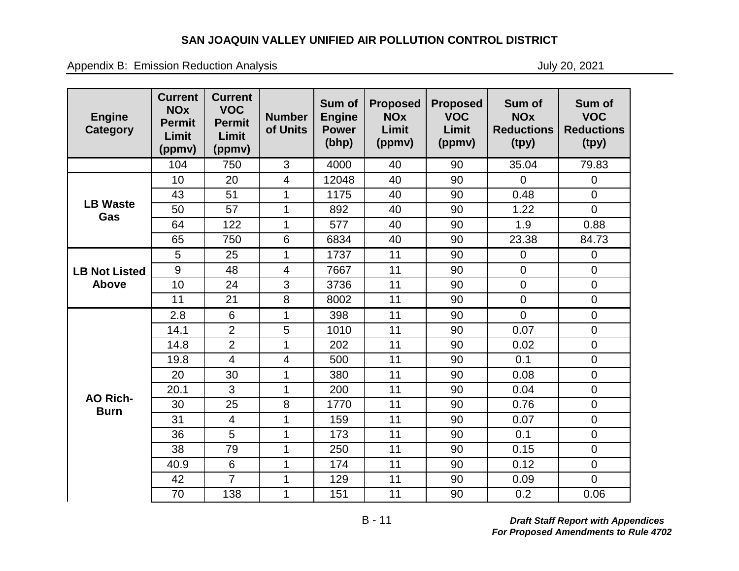| Engine Category | Current NOx Permit Limit (ppmv) | Current VOC Permit Limit (ppmv) | Number of Units | Sum of Engine Power (bhp) | Proposed NOx Limit (ppmv) | Proposed VOC Limit (ppmv) | Sum of NOx Reductions (tpy) | Sum of VOC Reductions (tpy) |
|---|---|---|---|---|---|---|---|---|
| | 104 | 750 | 3 | 4000 | 40 | 90 | 35.04 | 79.83 |
| LB Waste Gas | 10 | 20 | 4 | 12048 | 40 | 90 | 0 | 0 |
| | 43 | 51 | 1 | 1175 | 40 | 90 | 0.48 | 0 |
| | 50 | 57 | 1 | 892 | 40 | 90 | 1.22 | 0 |
| | 64 | 122 | 1 | 577 | 40 | 90 | 1.9 | 0.88 |
| | 65 | 750 | 6 | 6834 | 40 | 90 | 23.38 | 84.73 |
| LB Not Listed Above | 5 | 25 | 1 | 1737 | 11 | 90 | 0 | 0 |
| | 9 | 48 | 4 | 7667 | 11 | 90 | 0 | 0 |
| | 10 | 24 | 3 | 3736 | 11 | 90 | 0 | 0 |
| | 11 | 21 | 8 | 8002 | 11 | 90 | 0 | 0 |
| AO Rich-Burn | 2.8 | 6 | 1 | 398 | 11 | 90 | 0 | 0 |
| | 14.1 | 2 | 5 | 1010 | 11 | 90 | 0.07 | 0 |
| | 14.8 | 2 | 1 | 202 | 11 | 90 | 0.02 | 0 |
| | 19.8 | 4 | 4 | 500 | 11 | 90 | 0.1 | 0 |
| | 20 | 30 | 1 | 380 | 11 | 90 | 0.08 | 0 |
| | 20.1 | 3 | 1 | 200 | 11 | 90 | 0.04 | 0 |
| | 30 | 25 | 8 | 1770 | 11 | 90 | 0.76 | 0 |
| | 31 | 4 | 1 | 159 | 11 | 90 | 0.07 | 0 |
| | 36 | 5 | 1 | 173 | 11 | 90 | 0.1 | 0 |
| | 38 | 79 | 1 | 250 | 11 | 90 | 0.15 | 0 |
| | 40.9 | 6 | 1 | 174 | 11 | 90 | 0.12 | 0 |
| | 42 | 7 | 1 | 129 | 11 | 90 | 0.09 | 0 |
| | 70 | 138 | 1 | 151 | 11 | 90 | 0.2 | 0.06 |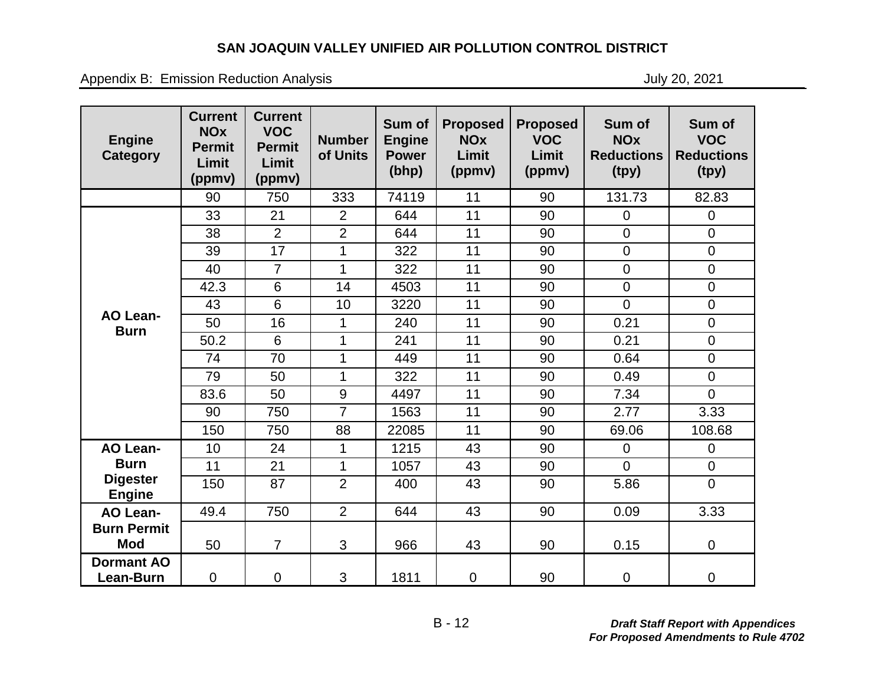| Engine Category | Current NOx Permit Limit (ppmv) | Current VOC Permit Limit (ppmv) | Number of Units | Sum of Engine Power (bhp) | Proposed NOx Limit (ppmv) | Proposed VOC Limit (ppmv) | Sum of NOx Reductions (tpy) | Sum of VOC Reductions (tpy) |
|---|---|---|---|---|---|---|---|---|
| | 90 | 750 | 333 | 74119 | 11 | 90 | 131.73 | 82.83 |
| AO Lean-Burn | 33 | 21 | 2 | 644 | 11 | 90 | 0 | 0 |
| | 38 | 2 | 2 | 644 | 11 | 90 | 0 | 0 |
| | 39 | 17 | 1 | 322 | 11 | 90 | 0 | 0 |
| | 40 | 7 | 1 | 322 | 11 | 90 | 0 | 0 |
| | 42.3 | 6 | 14 | 4503 | 11 | 90 | 0 | 0 |
| | 43 | 6 | 10 | 3220 | 11 | 90 | 0 | 0 |
| | 50 | 16 | 1 | 240 | 11 | 90 | 0.21 | 0 |
| | 50.2 | 6 | 1 | 241 | 11 | 90 | 0.21 | 0 |
| | 74 | 70 | 1 | 449 | 11 | 90 | 0.64 | 0 |
| | 79 | 50 | 1 | 322 | 11 | 90 | 0.49 | 0 |
| | 83.6 | 50 | 9 | 4497 | 11 | 90 | 7.34 | 0 |
| | 90 | 750 | 7 | 1563 | 11 | 90 | 2.77 | 3.33 |
| | 150 | 750 | 88 | 22085 | 11 | 90 | 69.06 | 108.68 |
| AO Lean-Burn Digester Engine | 10 | 24 | 1 | 1215 | 43 | 90 | 0 | 0 |
| | 11 | 21 | 1 | 1057 | 43 | 90 | 0 | 0 |
| | 150 | 87 | 2 | 400 | 43 | 90 | 5.86 | 0 |
| AO Lean-Burn Permit Mod | 49.4 | 750 | 2 | 644 | 43 | 90 | 0.09 | 3.33 |
| | 50 | 7 | 3 | 966 | 43 | 90 | 0.15 | 0 |
| Dormant AO Lean-Burn | 0 | 0 | 3 | 1811 | 0 | 90 | 0 | 0 |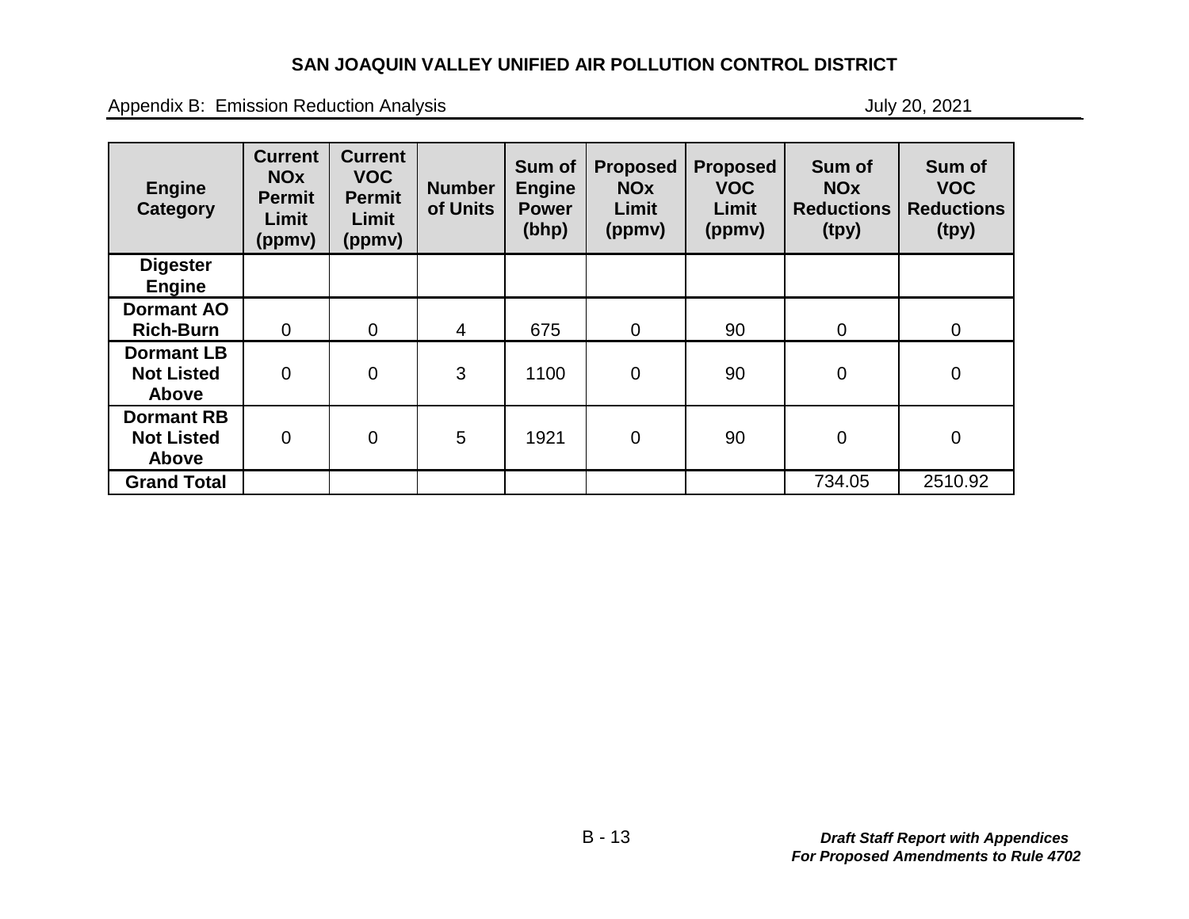| Engine Category | Current NOx Permit Limit (ppmv) | Current VOC Permit Limit (ppmv) | Number of Units | Sum of Engine Power (bhp) | Proposed NOx Limit (ppmv) | Proposed VOC Limit (ppmv) | Sum of NOx Reductions (tpy) | Sum of VOC Reductions (tpy) |
|---|---|---|---|---|---|---|---|---|
| **Digester Engine** | | | | | | | | |
| **Dormant AO Rich-Burn** | 0 | 0 | 4 | 675 | 0 | 90 | 0 | 0 |
| **Dormant LB Not Listed Above** | 0 | 0 | 3 | 1100 | 0 | 90 | 0 | 0 |
| **Dormant RB Not Listed Above** | 0 | 0 | 5 | 1921 | 0 | 90 | 0 | 0 |
| **Grand Total** | | | | | | | 734.05 | 2510.92 |